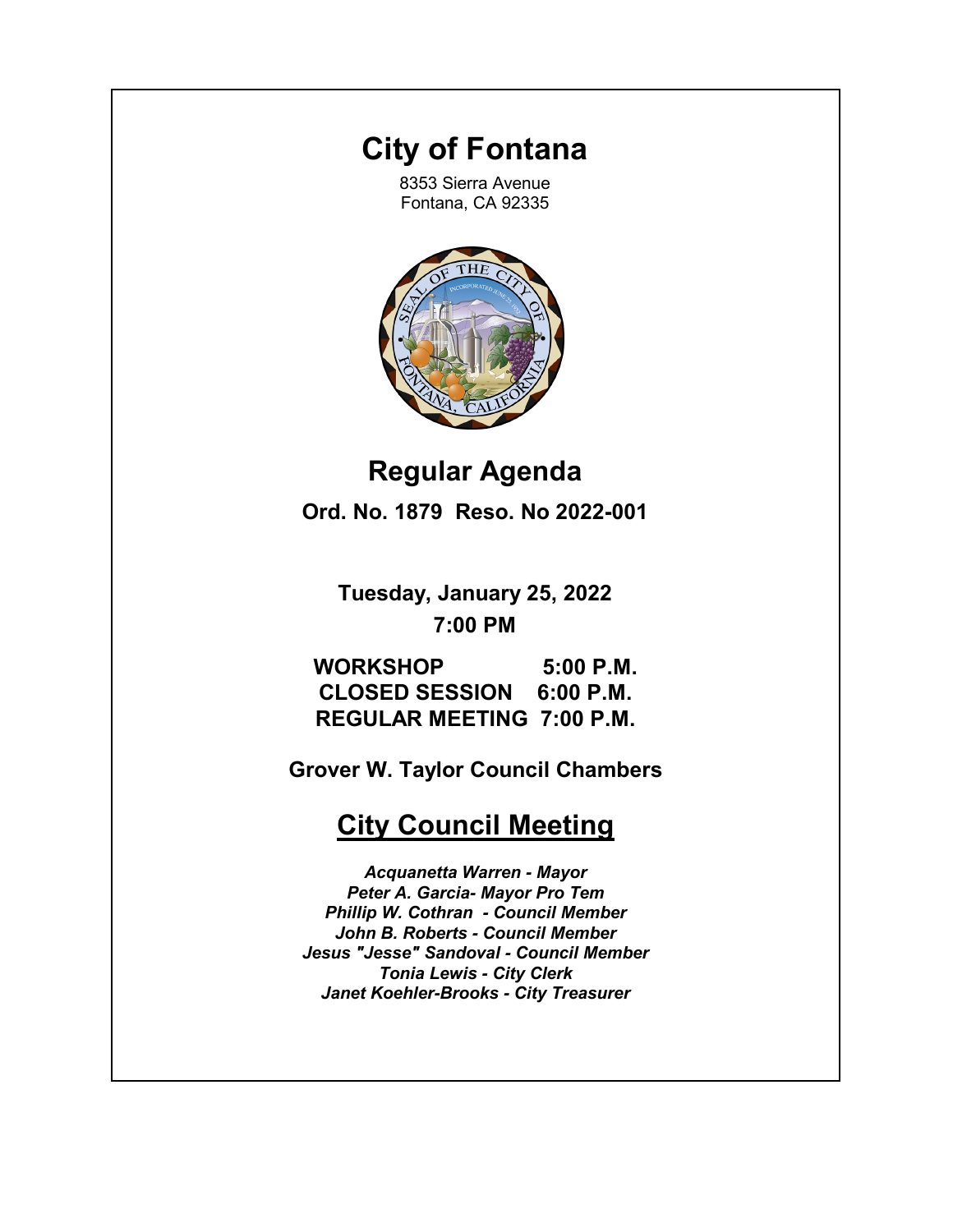# City of Fontana

8353 Sierra Avenue
Fontana, CA 92335

## Regular Agenda

**Ord. No. 1879 Reso. No 2022-001**

**Tuesday, January 25, 2022**

**7:00 PM**

**WORKSHOP 5:00 P.M.**
**CLOSED SESSION 6:00 P.M.**
**REGULAR MEETING 7:00 P.M.**

**Grover W. Taylor Council Chambers**

## City Council Meeting

*Acquanetta Warren - Mayor*
*Peter A. Garcia- Mayor Pro Tem*
*Phillip W. Cothran - Council Member*
*John B. Roberts - Council Member*
*Jesus "Jesse" Sandoval - Council Member*
*Tonia Lewis - City Clerk*
*Janet Koehler-Brooks - City Treasurer*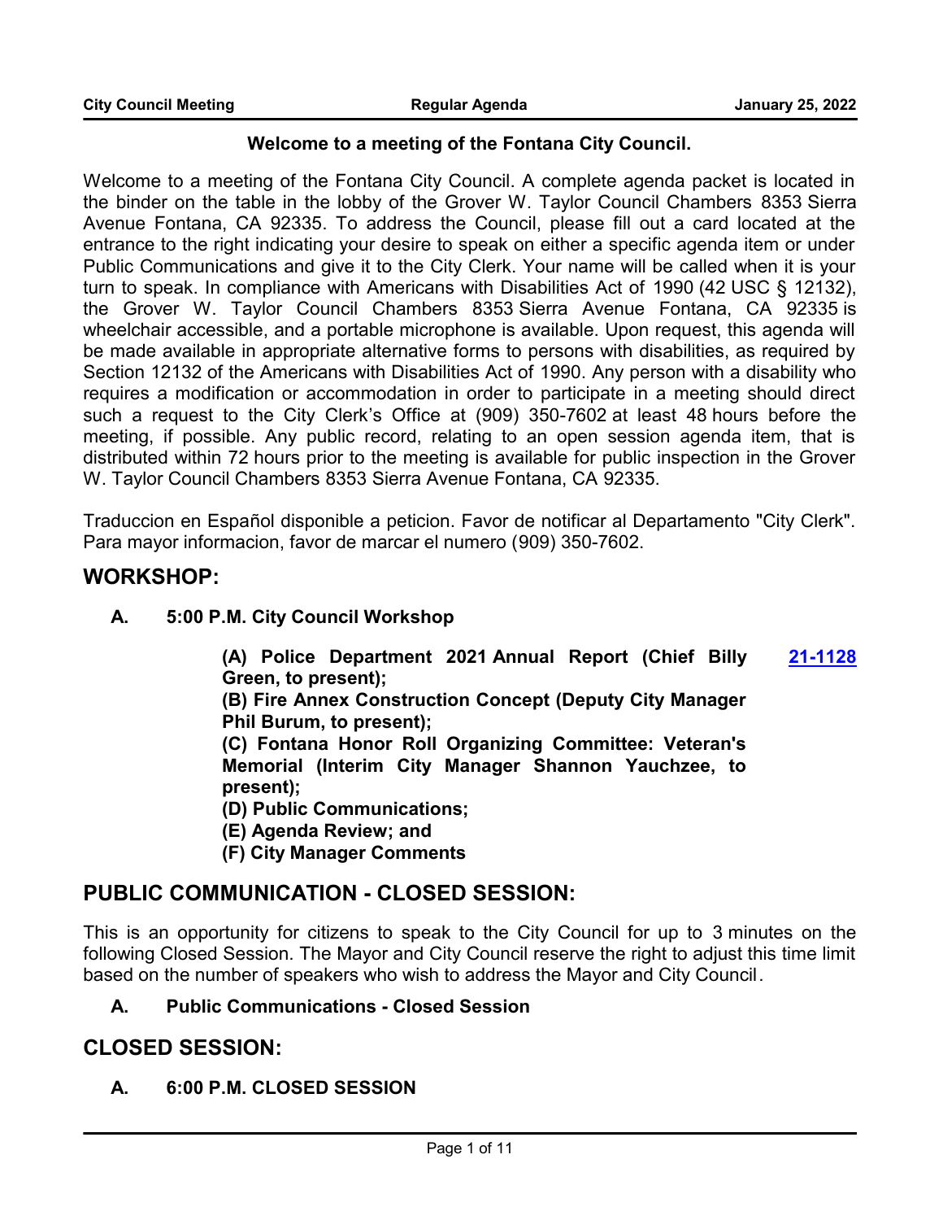## Welcome to a meeting of the Fontana City Council.

Welcome to a meeting of the Fontana City Council. A complete agenda packet is located in the binder on the table in the lobby of the Grover W. Taylor Council Chambers 8353 Sierra Avenue Fontana, CA 92335. To address the Council, please fill out a card located at the entrance to the right indicating your desire to speak on either a specific agenda item or under Public Communications and give it to the City Clerk. Your name will be called when it is your turn to speak. In compliance with Americans with Disabilities Act of 1990 (42 USC § 12132), the Grover W. Taylor Council Chambers 8353 Sierra Avenue Fontana, CA 92335 is wheelchair accessible, and a portable microphone is available. Upon request, this agenda will be made available in appropriate alternative forms to persons with disabilities, as required by Section 12132 of the Americans with Disabilities Act of 1990. Any person with a disability who requires a modification or accommodation in order to participate in a meeting should direct such a request to the City Clerk's Office at (909) 350-7602 at least 48 hours before the meeting, if possible. Any public record, relating to an open session agenda item, that is distributed within 72 hours prior to the meeting is available for public inspection in the Grover W. Taylor Council Chambers 8353 Sierra Avenue Fontana, CA 92335.

Traduccion en Español disponible a peticion. Favor de notificar al Departamento "City Clerk". Para mayor informacion, favor de marcar el numero (909) 350-7602.

# WORKSHOP:

### A. 5:00 P.M. City Council Workshop

**(A) Police Department 2021 Annual Report (Chief Billy Green, to present);** **21-1128**
**(B) Fire Annex Construction Concept (Deputy City Manager Phil Burum, to present);**
**(C) Fontana Honor Roll Organizing Committee: Veteran's Memorial (Interim City Manager Shannon Yauchzee, to present);**
**(D) Public Communications;**
**(E) Agenda Review; and**
**(F) City Manager Comments**

# PUBLIC COMMUNICATION - CLOSED SESSION:

This is an opportunity for citizens to speak to the City Council for up to 3 minutes on the following Closed Session. The Mayor and City Council reserve the right to adjust this time limit based on the number of speakers who wish to address the Mayor and City Council.

### A. Public Communications - Closed Session

# CLOSED SESSION:

### A. 6:00 P.M. CLOSED SESSION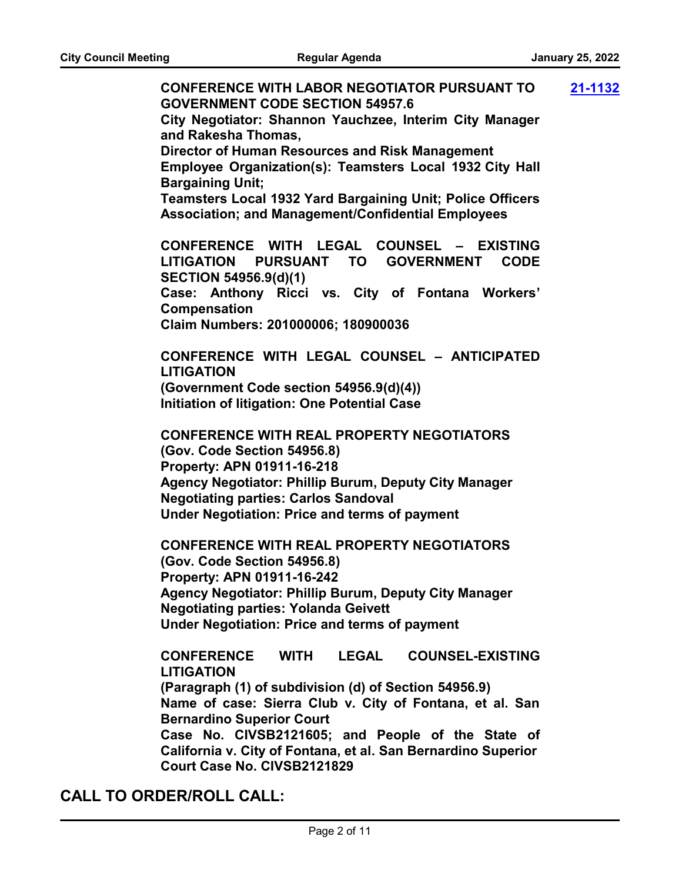**CONFERENCE WITH LABOR NEGOTIATOR PURSUANT TO GOVERNMENT CODE SECTION 54957.6** [21-1132]

**City Negotiator: Shannon Yauchzee, Interim City Manager and Rakesha Thomas,**

**Director of Human Resources and Risk Management**

**Employee Organization(s): Teamsters Local 1932 City Hall Bargaining Unit;**

**Teamsters Local 1932 Yard Bargaining Unit; Police Officers Association; and Management/Confidential Employees**

**CONFERENCE WITH LEGAL COUNSEL – EXISTING LITIGATION PURSUANT TO GOVERNMENT CODE SECTION 54956.9(d)(1)**

**Case: Anthony Ricci vs. City of Fontana Workers' Compensation**

**Claim Numbers: 201000006; 180900036**

**CONFERENCE WITH LEGAL COUNSEL – ANTICIPATED LITIGATION**

**(Government Code section 54956.9(d)(4))**

**Initiation of litigation: One Potential Case**

**CONFERENCE WITH REAL PROPERTY NEGOTIATORS**

**(Gov. Code Section 54956.8)**

**Property: APN 01911-16-218**

**Agency Negotiator: Phillip Burum, Deputy City Manager**

**Negotiating parties: Carlos Sandoval**

**Under Negotiation: Price and terms of payment**

**CONFERENCE WITH REAL PROPERTY NEGOTIATORS**

**(Gov. Code Section 54956.8)**

**Property: APN 01911-16-242**

**Agency Negotiator: Phillip Burum, Deputy City Manager**

**Negotiating parties: Yolanda Geivett**

**Under Negotiation: Price and terms of payment**

**CONFERENCE WITH LEGAL COUNSEL-EXISTING LITIGATION**

**(Paragraph (1) of subdivision (d) of Section 54956.9)**

**Name of case: Sierra Club v. City of Fontana, et al. San Bernardino Superior Court**

**Case No. CIVSB2121605; and People of the State of California v. City of Fontana, et al. San Bernardino Superior Court Case No. CIVSB2121829**

## CALL TO ORDER/ROLL CALL: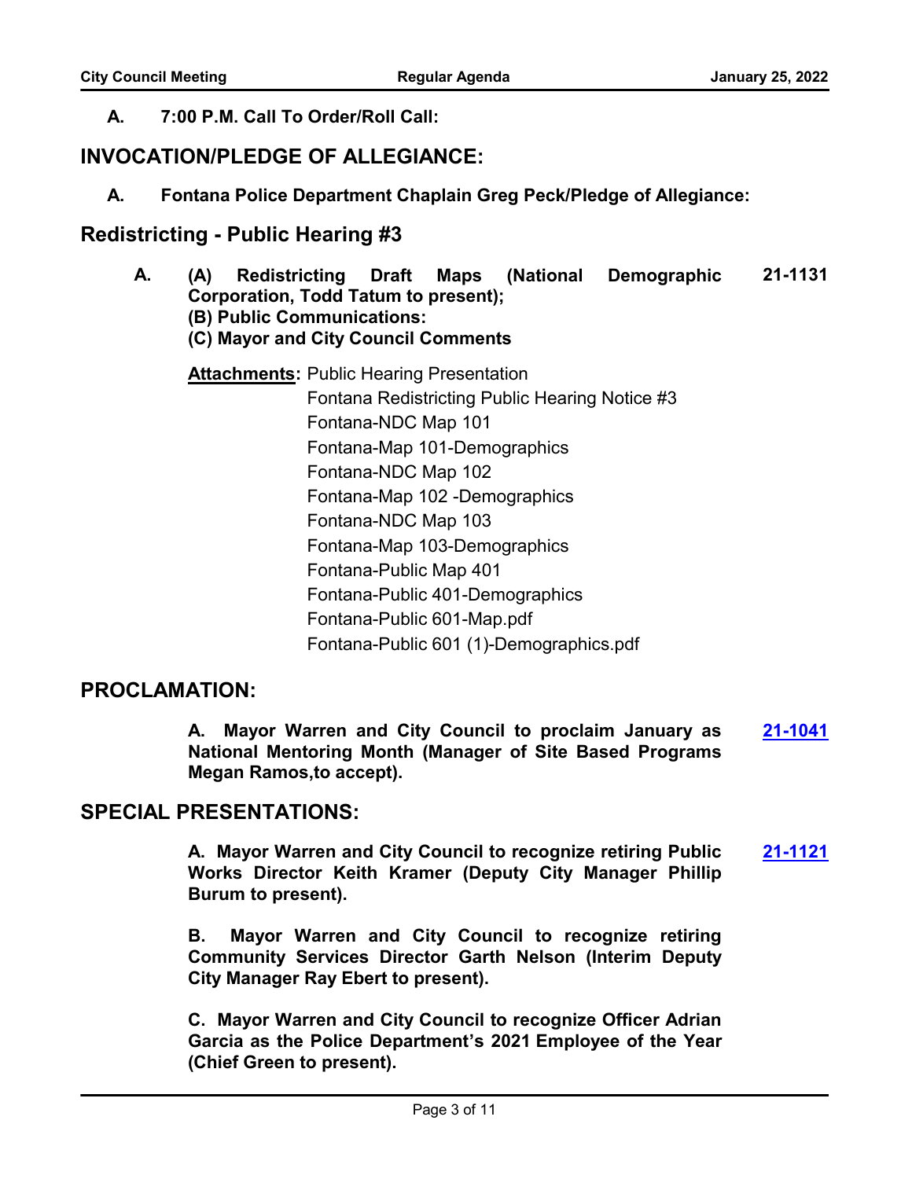**A. 7:00 P.M. Call To Order/Roll Call:**

## INVOCATION/PLEDGE OF ALLEGIANCE:

**A. Fontana Police Department Chaplain Greg Peck/Pledge of Allegiance:**

## Redistricting - Public Hearing #3

**A. (A) Redistricting Draft Maps (National Demographic Corporation, Todd Tatum to present);** **21-1131**
**(B) Public Communications:**
**(C) Mayor and City Council Comments**

**Attachments:** Public Hearing Presentation
Fontana Redistricting Public Hearing Notice #3
Fontana-NDC Map 101
Fontana-Map 101-Demographics
Fontana-NDC Map 102
Fontana-Map 102 -Demographics
Fontana-NDC Map 103
Fontana-Map 103-Demographics
Fontana-Public Map 401
Fontana-Public 401-Demographics
Fontana-Public 601-Map.pdf
Fontana-Public 601 (1)-Demographics.pdf

## PROCLAMATION:

**A. Mayor Warren and City Council to proclaim January as National Mentoring Month (Manager of Site Based Programs Megan Ramos,to accept).** **21-1041**

## SPECIAL PRESENTATIONS:

**A. Mayor Warren and City Council to recognize retiring Public Works Director Keith Kramer (Deputy City Manager Phillip Burum to present).** **21-1121**

**B. Mayor Warren and City Council to recognize retiring Community Services Director Garth Nelson (Interim Deputy City Manager Ray Ebert to present).**

**C. Mayor Warren and City Council to recognize Officer Adrian Garcia as the Police Department's 2021 Employee of the Year (Chief Green to present).**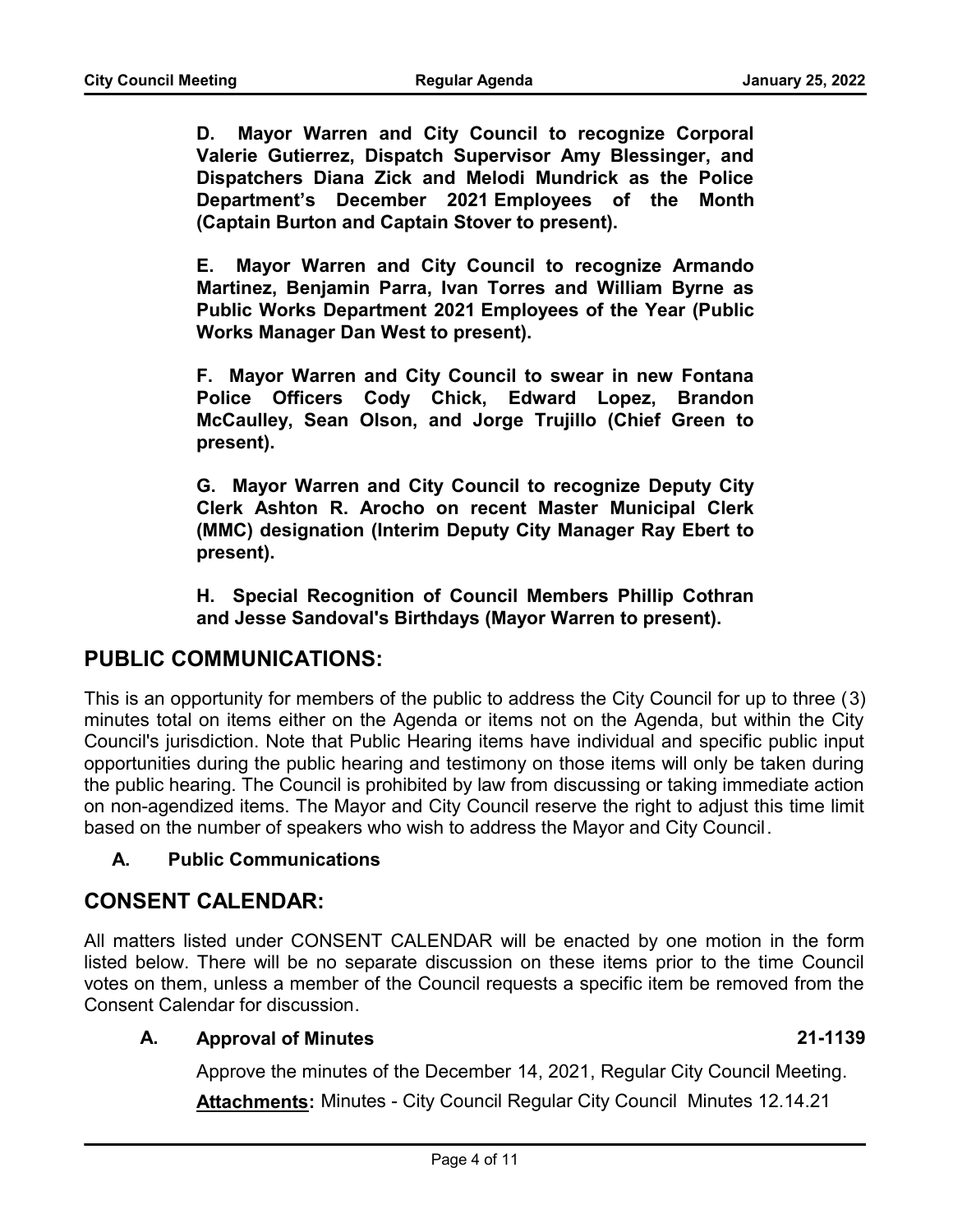**D. Mayor Warren and City Council to recognize Corporal Valerie Gutierrez, Dispatch Supervisor Amy Blessinger, and Dispatchers Diana Zick and Melodi Mundrick as the Police Department's December 2021 Employees of the Month (Captain Burton and Captain Stover to present).**

**E. Mayor Warren and City Council to recognize Armando Martinez, Benjamin Parra, Ivan Torres and William Byrne as Public Works Department 2021 Employees of the Year (Public Works Manager Dan West to present).**

**F. Mayor Warren and City Council to swear in new Fontana Police Officers Cody Chick, Edward Lopez, Brandon McCaulley, Sean Olson, and Jorge Trujillo (Chief Green to present).**

**G. Mayor Warren and City Council to recognize Deputy City Clerk Ashton R. Arocho on recent Master Municipal Clerk (MMC) designation (Interim Deputy City Manager Ray Ebert to present).**

**H. Special Recognition of Council Members Phillip Cothran and Jesse Sandoval's Birthdays (Mayor Warren to present).**

## PUBLIC COMMUNICATIONS:

This is an opportunity for members of the public to address the City Council for up to three (3) minutes total on items either on the Agenda or items not on the Agenda, but within the City Council's jurisdiction. Note that Public Hearing items have individual and specific public input opportunities during the public hearing and testimony on those items will only be taken during the public hearing. The Council is prohibited by law from discussing or taking immediate action on non-agendized items. The Mayor and City Council reserve the right to adjust this time limit based on the number of speakers who wish to address the Mayor and City Council.

**A. Public Communications**

## CONSENT CALENDAR:

All matters listed under CONSENT CALENDAR will be enacted by one motion in the form listed below. There will be no separate discussion on these items prior to the time Council votes on them, unless a member of the Council requests a specific item be removed from the Consent Calendar for discussion.

**A. Approval of Minutes** **21-1139**

Approve the minutes of the December 14, 2021, Regular City Council Meeting.

**Attachments:** Minutes - City Council Regular City Council Minutes 12.14.21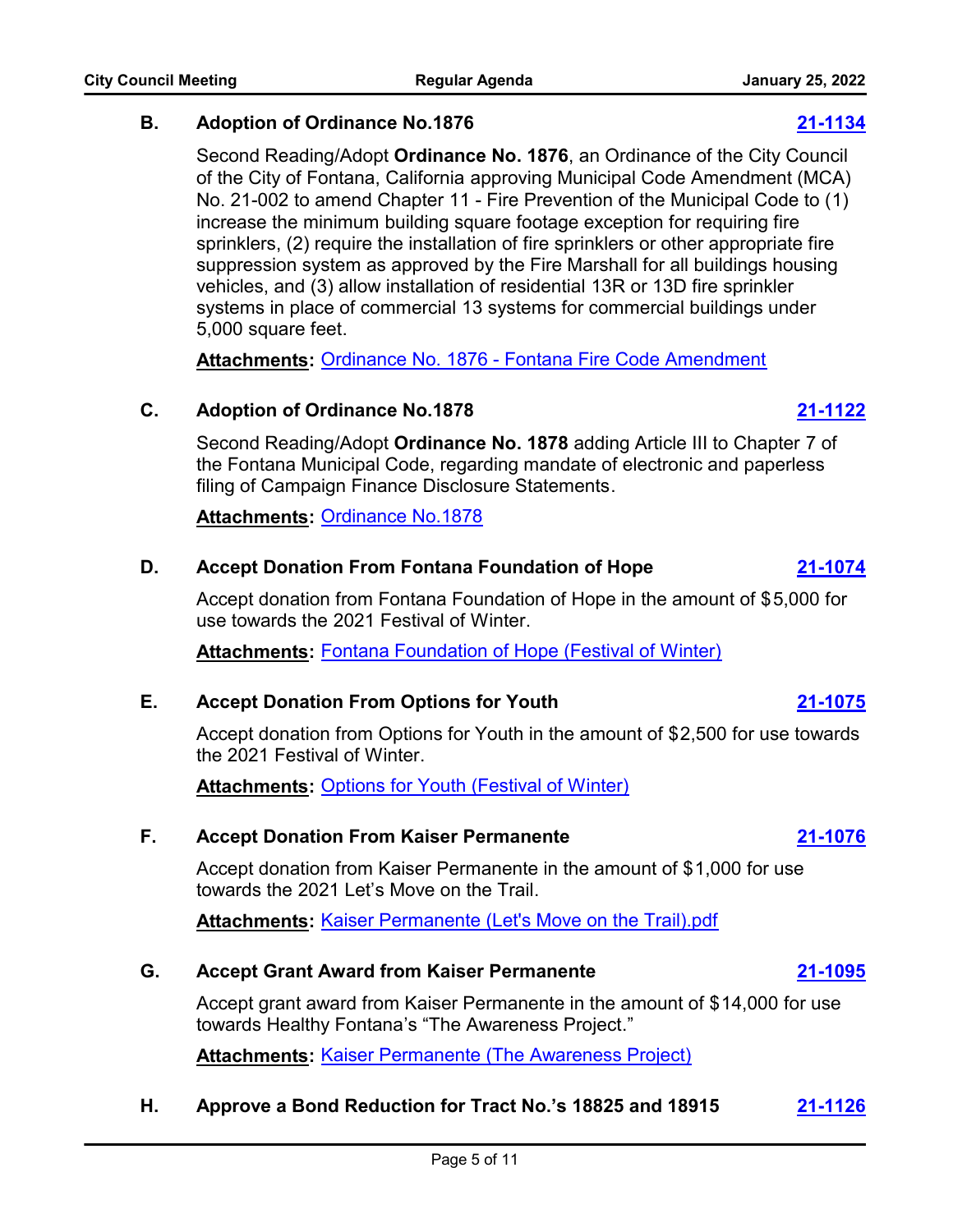### B. Adoption of Ordinance No.1876 — [21-1134]

Second Reading/Adopt **Ordinance No. 1876**, an Ordinance of the City Council of the City of Fontana, California approving Municipal Code Amendment (MCA) No. 21-002 to amend Chapter 11 - Fire Prevention of the Municipal Code to (1) increase the minimum building square footage exception for requiring fire sprinklers, (2) require the installation of fire sprinklers or other appropriate fire suppression system as approved by the Fire Marshall for all buildings housing vehicles, and (3) allow installation of residential 13R or 13D fire sprinkler systems in place of commercial 13 systems for commercial buildings under 5,000 square feet.

**Attachments:** Ordinance No. 1876 - Fontana Fire Code Amendment

### C. Adoption of Ordinance No.1878 — [21-1122]

Second Reading/Adopt **Ordinance No. 1878** adding Article III to Chapter 7 of the Fontana Municipal Code, regarding mandate of electronic and paperless filing of Campaign Finance Disclosure Statements.

**Attachments:** Ordinance No.1878

### D. Accept Donation From Fontana Foundation of Hope — [21-1074]

Accept donation from Fontana Foundation of Hope in the amount of $5,000 for use towards the 2021 Festival of Winter.

**Attachments:** Fontana Foundation of Hope (Festival of Winter)

### E. Accept Donation From Options for Youth — [21-1075]

Accept donation from Options for Youth in the amount of $2,500 for use towards the 2021 Festival of Winter.

**Attachments:** Options for Youth (Festival of Winter)

### F. Accept Donation From Kaiser Permanente — [21-1076]

Accept donation from Kaiser Permanente in the amount of $1,000 for use towards the 2021 Let's Move on the Trail.

**Attachments:** Kaiser Permanente (Let's Move on the Trail).pdf

### G. Accept Grant Award from Kaiser Permanente — [21-1095]

Accept grant award from Kaiser Permanente in the amount of $14,000 for use towards Healthy Fontana's "The Awareness Project."

**Attachments:** Kaiser Permanente (The Awareness Project)

### H. Approve a Bond Reduction for Tract No.'s 18825 and 18915 — [21-1126]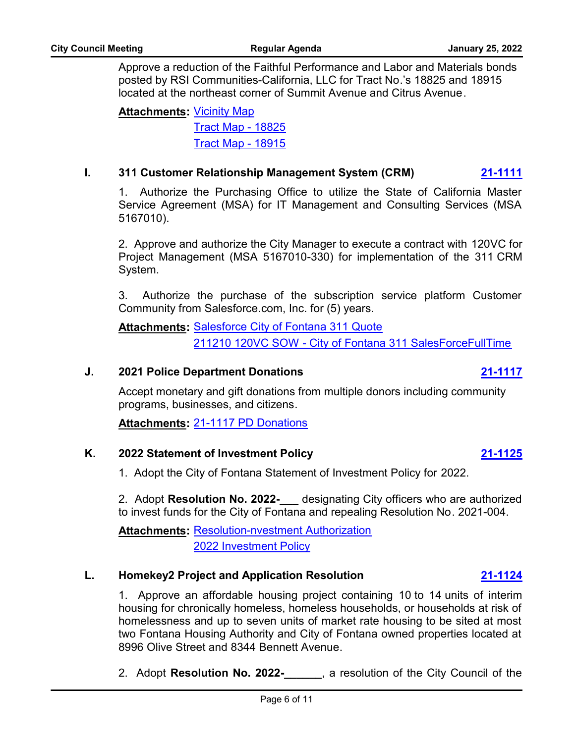Approve a reduction of the Faithful Performance and Labor and Materials bonds posted by RSI Communities-California, LLC for Tract No.'s 18825 and 18915 located at the northeast corner of Summit Avenue and Citrus Avenue.

**Attachments:** Vicinity Map
Tract Map - 18825
Tract Map - 18915

### I. 311 Customer Relationship Management System (CRM) — 21-1111

1. Authorize the Purchasing Office to utilize the State of California Master Service Agreement (MSA) for IT Management and Consulting Services (MSA 5167010).

2. Approve and authorize the City Manager to execute a contract with 120VC for Project Management (MSA 5167010-330) for implementation of the 311 CRM System.

3. Authorize the purchase of the subscription service platform Customer Community from Salesforce.com, Inc. for (5) years.

**Attachments:** Salesforce City of Fontana 311 Quote
211210 120VC SOW - City of Fontana 311 SalesForceFullTime

### J. 2021 Police Department Donations — 21-1117

Accept monetary and gift donations from multiple donors including community programs, businesses, and citizens.

**Attachments:** 21-1117 PD Donations

### K. 2022 Statement of Investment Policy — 21-1125

1. Adopt the City of Fontana Statement of Investment Policy for 2022.

2. Adopt **Resolution No. 2022-___** designating City officers who are authorized to invest funds for the City of Fontana and repealing Resolution No. 2021-004.

**Attachments:** Resolution-nvestment Authorization
2022 Investment Policy

### L. Homekey2 Project and Application Resolution — 21-1124

1. Approve an affordable housing project containing 10 to 14 units of interim housing for chronically homeless, homeless households, or households at risk of homelessness and up to seven units of market rate housing to be sited at most two Fontana Housing Authority and City of Fontana owned properties located at 8996 Olive Street and 8344 Bennett Avenue.

2. Adopt **Resolution No. 2022-______**, a resolution of the City Council of the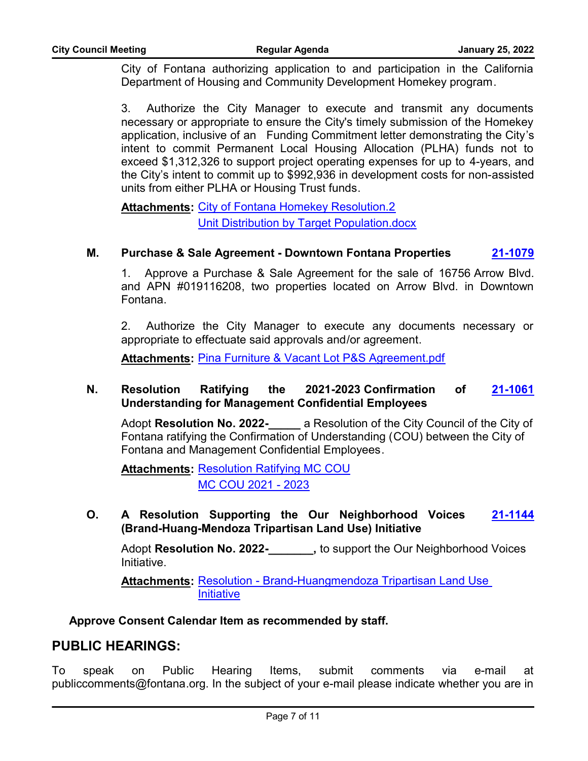City of Fontana authorizing application to and participation in the California Department of Housing and Community Development Homekey program.

3. Authorize the City Manager to execute and transmit any documents necessary or appropriate to ensure the City's timely submission of the Homekey application, inclusive of an Funding Commitment letter demonstrating the City's intent to commit Permanent Local Housing Allocation (PLHA) funds not to exceed $1,312,326 to support project operating expenses for up to 4-years, and the City's intent to commit up to $992,936 in development costs for non-assisted units from either PLHA or Housing Trust funds.

**Attachments:** City of Fontana Homekey Resolution.2
Unit Distribution by Target Population.docx

**M. Purchase & Sale Agreement - Downtown Fontana Properties** **21-1079**

1. Approve a Purchase & Sale Agreement for the sale of 16756 Arrow Blvd. and APN #019116208, two properties located on Arrow Blvd. in Downtown Fontana.

2. Authorize the City Manager to execute any documents necessary or appropriate to effectuate said approvals and/or agreement.

**Attachments:** Pina Furniture & Vacant Lot P&S Agreement.pdf

**N. Resolution Ratifying the 2021-2023 Confirmation of Understanding for Management Confidential Employees** **21-1061**

Adopt **Resolution No. 2022-_____** a Resolution of the City Council of the City of Fontana ratifying the Confirmation of Understanding (COU) between the City of Fontana and Management Confidential Employees.

**Attachments:** Resolution Ratifying MC COU
MC COU 2021 - 2023

**O. A Resolution Supporting the Our Neighborhood Voices (Brand-Huang-Mendoza Tripartisan Land Use) Initiative** **21-1144**

Adopt **Resolution No. 2022-_______,** to support the Our Neighborhood Voices Initiative.

**Attachments:** Resolution - Brand-Huangmendoza Tripartisan Land Use Initiative

**Approve Consent Calendar Item as recommended by staff.**

## PUBLIC HEARINGS:

To speak on Public Hearing Items, submit comments via e-mail at publiccomments@fontana.org. In the subject of your e-mail please indicate whether you are in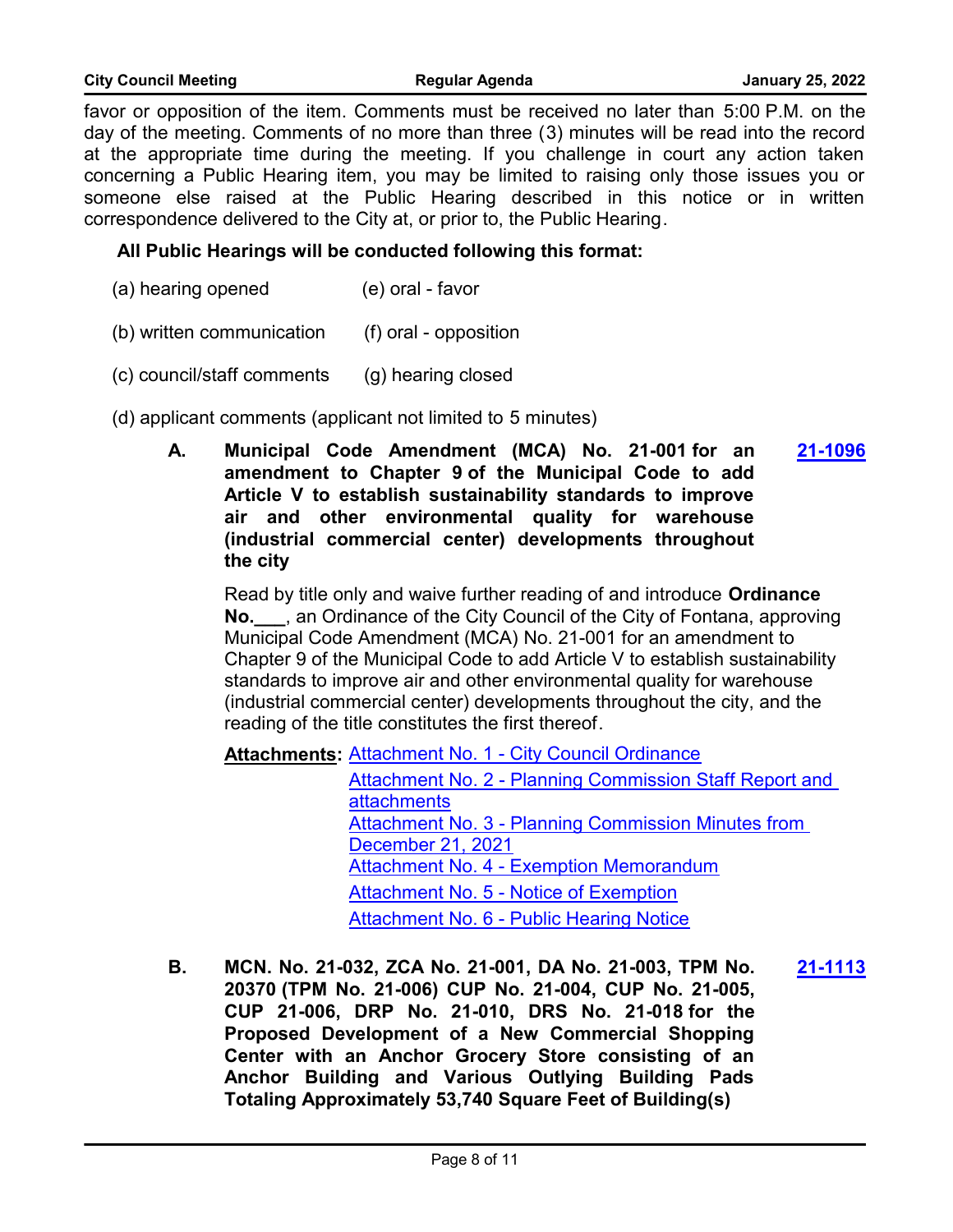favor or opposition of the item. Comments must be received no later than 5:00 P.M. on the day of the meeting. Comments of no more than three (3) minutes will be read into the record at the appropriate time during the meeting. If you challenge in court any action taken concerning a Public Hearing item, you may be limited to raising only those issues you or someone else raised at the Public Hearing described in this notice or in written correspondence delivered to the City at, or prior to, the Public Hearing.

**All Public Hearings will be conducted following this format:**

(a) hearing opened
(b) written communication
(c) council/staff comments
(d) applicant comments (applicant not limited to 5 minutes)
(e) oral - favor
(f) oral - opposition
(g) hearing closed

**A. Municipal Code Amendment (MCA) No. 21-001 for an amendment to Chapter 9 of the Municipal Code to add Article V to establish sustainability standards to improve air and other environmental quality for warehouse (industrial commercial center) developments throughout the city** — **21-1096**

Read by title only and waive further reading of and introduce **Ordinance No.___**, an Ordinance of the City Council of the City of Fontana, approving Municipal Code Amendment (MCA) No. 21-001 for an amendment to Chapter 9 of the Municipal Code to add Article V to establish sustainability standards to improve air and other environmental quality for warehouse (industrial commercial center) developments throughout the city, and the reading of the title constitutes the first thereof.

**Attachments:**
- Attachment No. 1 - City Council Ordinance
- Attachment No. 2 - Planning Commission Staff Report and attachments
- Attachment No. 3 - Planning Commission Minutes from December 21, 2021
- Attachment No. 4 - Exemption Memorandum
- Attachment No. 5 - Notice of Exemption
- Attachment No. 6 - Public Hearing Notice

**B. MCN. No. 21-032, ZCA No. 21-001, DA No. 21-003, TPM No. 20370 (TPM No. 21-006) CUP No. 21-004, CUP No. 21-005, CUP 21-006, DRP No. 21-010, DRS No. 21-018 for the Proposed Development of a New Commercial Shopping Center with an Anchor Grocery Store consisting of an Anchor Building and Various Outlying Building Pads Totaling Approximately 53,740 Square Feet of Building(s)** — **21-1113**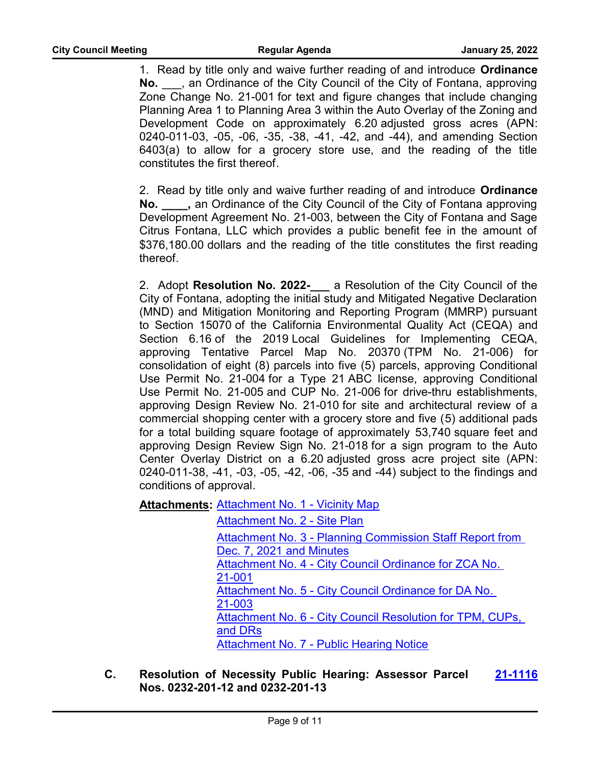1. Read by title only and waive further reading of and introduce **Ordinance No.** ___, an Ordinance of the City Council of the City of Fontana, approving Zone Change No. 21-001 for text and figure changes that include changing Planning Area 1 to Planning Area 3 within the Auto Overlay of the Zoning and Development Code on approximately 6.20 adjusted gross acres (APN: 0240-011-03, -05, -06, -35, -38, -41, -42, and -44), and amending Section 6403(a) to allow for a grocery store use, and the reading of the title constitutes the first thereof.

2. Read by title only and waive further reading of and introduce **Ordinance No. ____,** an Ordinance of the City Council of the City of Fontana approving Development Agreement No. 21-003, between the City of Fontana and Sage Citrus Fontana, LLC which provides a public benefit fee in the amount of $376,180.00 dollars and the reading of the title constitutes the first reading thereof.

2. Adopt **Resolution No. 2022-___** a Resolution of the City Council of the City of Fontana, adopting the initial study and Mitigated Negative Declaration (MND) and Mitigation Monitoring and Reporting Program (MMRP) pursuant to Section 15070 of the California Environmental Quality Act (CEQA) and Section 6.16 of the 2019 Local Guidelines for Implementing CEQA, approving Tentative Parcel Map No. 20370 (TPM No. 21-006) for consolidation of eight (8) parcels into five (5) parcels, approving Conditional Use Permit No. 21-004 for a Type 21 ABC license, approving Conditional Use Permit No. 21-005 and CUP No. 21-006 for drive-thru establishments, approving Design Review No. 21-010 for site and architectural review of a commercial shopping center with a grocery store and five (5) additional pads for a total building square footage of approximately 53,740 square feet and approving Design Review Sign No. 21-018 for a sign program to the Auto Center Overlay District on a 6.20 adjusted gross acre project site (APN: 0240-011-38, -41, -03, -05, -42, -06, -35 and -44) subject to the findings and conditions of approval.

**Attachments:** Attachment No. 1 - Vicinity Map
Attachment No. 2 - Site Plan
Attachment No. 3 - Planning Commission Staff Report from Dec. 7, 2021 and Minutes
Attachment No. 4 - City Council Ordinance for ZCA No. 21-001
Attachment No. 5 - City Council Ordinance for DA No. 21-003
Attachment No. 6 - City Council Resolution for TPM, CUPs, and DRs
Attachment No. 7 - Public Hearing Notice

**C. Resolution of Necessity Public Hearing: Assessor Parcel Nos. 0232-201-12 and 0232-201-13** **21-1116**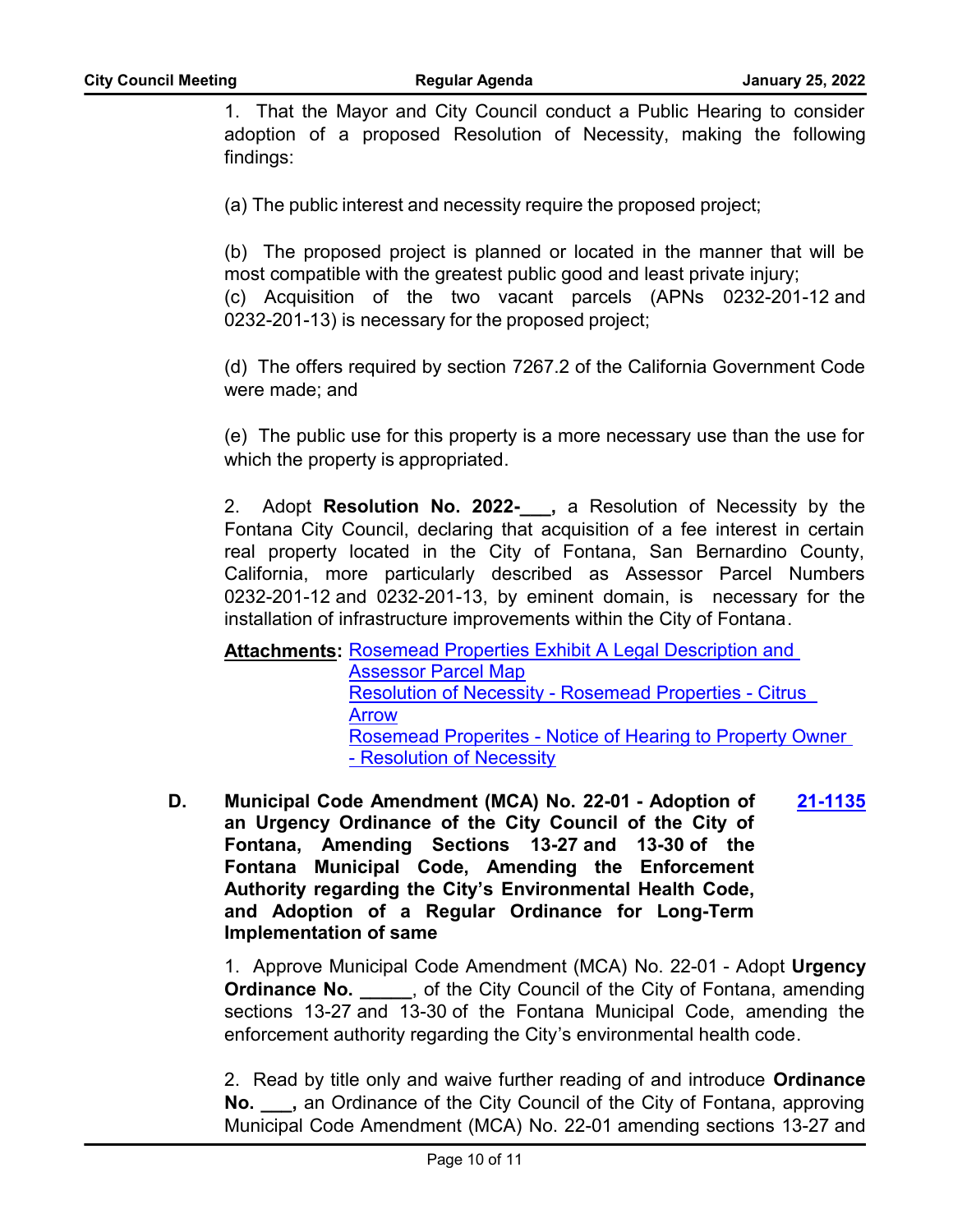1. That the Mayor and City Council conduct a Public Hearing to consider adoption of a proposed Resolution of Necessity, making the following findings:

(a) The public interest and necessity require the proposed project;

(b) The proposed project is planned or located in the manner that will be most compatible with the greatest public good and least private injury;
(c) Acquisition of the two vacant parcels (APNs 0232-201-12 and 0232-201-13) is necessary for the proposed project;

(d) The offers required by section 7267.2 of the California Government Code were made; and

(e) The public use for this property is a more necessary use than the use for which the property is appropriated.

2. Adopt **Resolution No. 2022-___,** a Resolution of Necessity by the Fontana City Council, declaring that acquisition of a fee interest in certain real property located in the City of Fontana, San Bernardino County, California, more particularly described as Assessor Parcel Numbers 0232-201-12 and 0232-201-13, by eminent domain, is necessary for the installation of infrastructure improvements within the City of Fontana.

**Attachments:** Rosemead Properties Exhibit A Legal Description and Assessor Parcel Map
Resolution of Necessity - Rosemead Properties - Citrus Arrow
Rosemead Properites - Notice of Hearing to Property Owner - Resolution of Necessity

**D. Municipal Code Amendment (MCA) No. 22-01 - Adoption of an Urgency Ordinance of the City Council of the City of Fontana, Amending Sections 13-27 and 13-30 of the Fontana Municipal Code, Amending the Enforcement Authority regarding the City's Environmental Health Code, and Adoption of a Regular Ordinance for Long-Term Implementation of same** **21-1135**

1. Approve Municipal Code Amendment (MCA) No. 22-01 - Adopt **Urgency Ordinance No. _____**, of the City Council of the City of Fontana, amending sections 13-27 and 13-30 of the Fontana Municipal Code, amending the enforcement authority regarding the City's environmental health code.

2. Read by title only and waive further reading of and introduce **Ordinance No. ___,** an Ordinance of the City Council of the City of Fontana, approving Municipal Code Amendment (MCA) No. 22-01 amending sections 13-27 and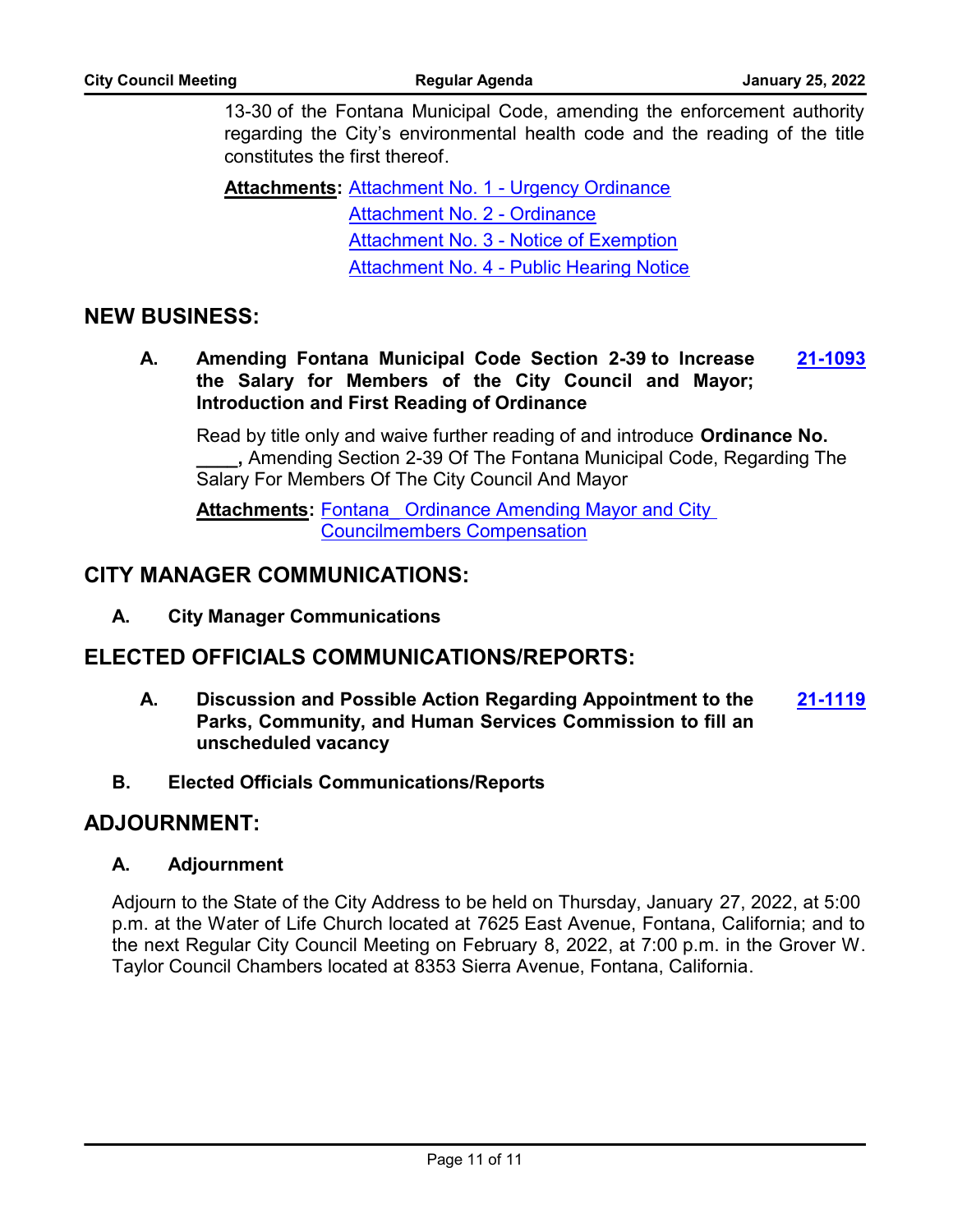13-30 of the Fontana Municipal Code, amending the enforcement authority regarding the City's environmental health code and the reading of the title constitutes the first thereof.

**Attachments:** Attachment No. 1 - Urgency Ordinance
Attachment No. 2 - Ordinance
Attachment No. 3 - Notice of Exemption
Attachment No. 4 - Public Hearing Notice

## NEW BUSINESS:

**A. Amending Fontana Municipal Code Section 2-39 to Increase the Salary for Members of the City Council and Mayor; Introduction and First Reading of Ordinance** **21-1093**

Read by title only and waive further reading of and introduce **Ordinance No. ____,** Amending Section 2-39 Of The Fontana Municipal Code, Regarding The Salary For Members Of The City Council And Mayor

**Attachments:** Fontana_ Ordinance Amending Mayor and City Councilmembers Compensation

## CITY MANAGER COMMUNICATIONS:

**A. City Manager Communications**

## ELECTED OFFICIALS COMMUNICATIONS/REPORTS:

**A. Discussion and Possible Action Regarding Appointment to the Parks, Community, and Human Services Commission to fill an unscheduled vacancy** **21-1119**

**B. Elected Officials Communications/Reports**

## ADJOURNMENT:

**A. Adjournment**

Adjourn to the State of the City Address to be held on Thursday, January 27, 2022, at 5:00 p.m. at the Water of Life Church located at 7625 East Avenue, Fontana, California; and to the next Regular City Council Meeting on February 8, 2022, at 7:00 p.m. in the Grover W. Taylor Council Chambers located at 8353 Sierra Avenue, Fontana, California.